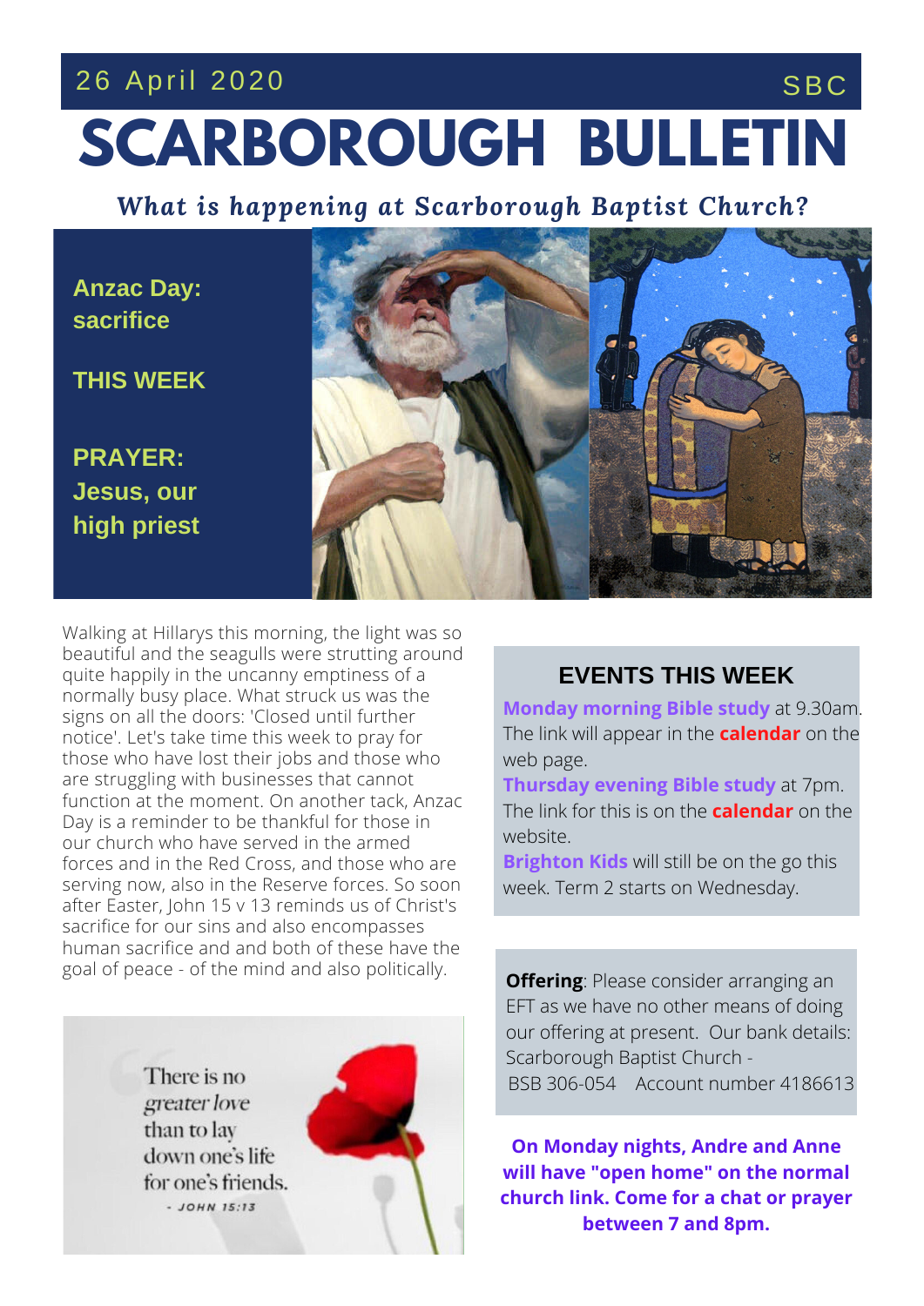26 April 2020 SBC

# SCARBOROUGH BULLETIN

***What is happening at Scarborough Baptist Church?***

**Anzac Day: sacrifice**

**THIS WEEK**

**PRAYER: Jesus, our high priest**

Walking at Hillarys this morning, the light was so beautiful and the seagulls were strutting around quite happily in the uncanny emptiness of a normally busy place. What struck us was the signs on all the doors: 'Closed until further notice'. Let's take time this week to pray for those who have lost their jobs and those who are struggling with businesses that cannot function at the moment. On another tack, Anzac Day is a reminder to be thankful for those in our church who have served in the armed forces and in the Red Cross, and those who are serving now, also in the Reserve forces. So soon after Easter, John 15 v 13 reminds us of Christ's sacrifice for our sins and also encompasses human sacrifice and and both of these have the goal of peace - of the mind and also politically.

There is no *greater love* than to lay down one's life for one's friends.
- JOHN 15:13

## EVENTS THIS WEEK

**Monday morning Bible study** at 9.30am. The link will appear in the **calendar** on the web page.
**Thursday evening Bible study** at 7pm. The link for this is on the **calendar** on the website.
**Brighton Kids** will still be on the go this week. Term 2 starts on Wednesday.

**Offering**: Please consider arranging an EFT as we have no other means of doing our offering at present. Our bank details: Scarborough Baptist Church - BSB 306-054 Account number 4186613

**On Monday nights, Andre and Anne will have "open home" on the normal church link. Come for a chat or prayer between 7 and 8pm.**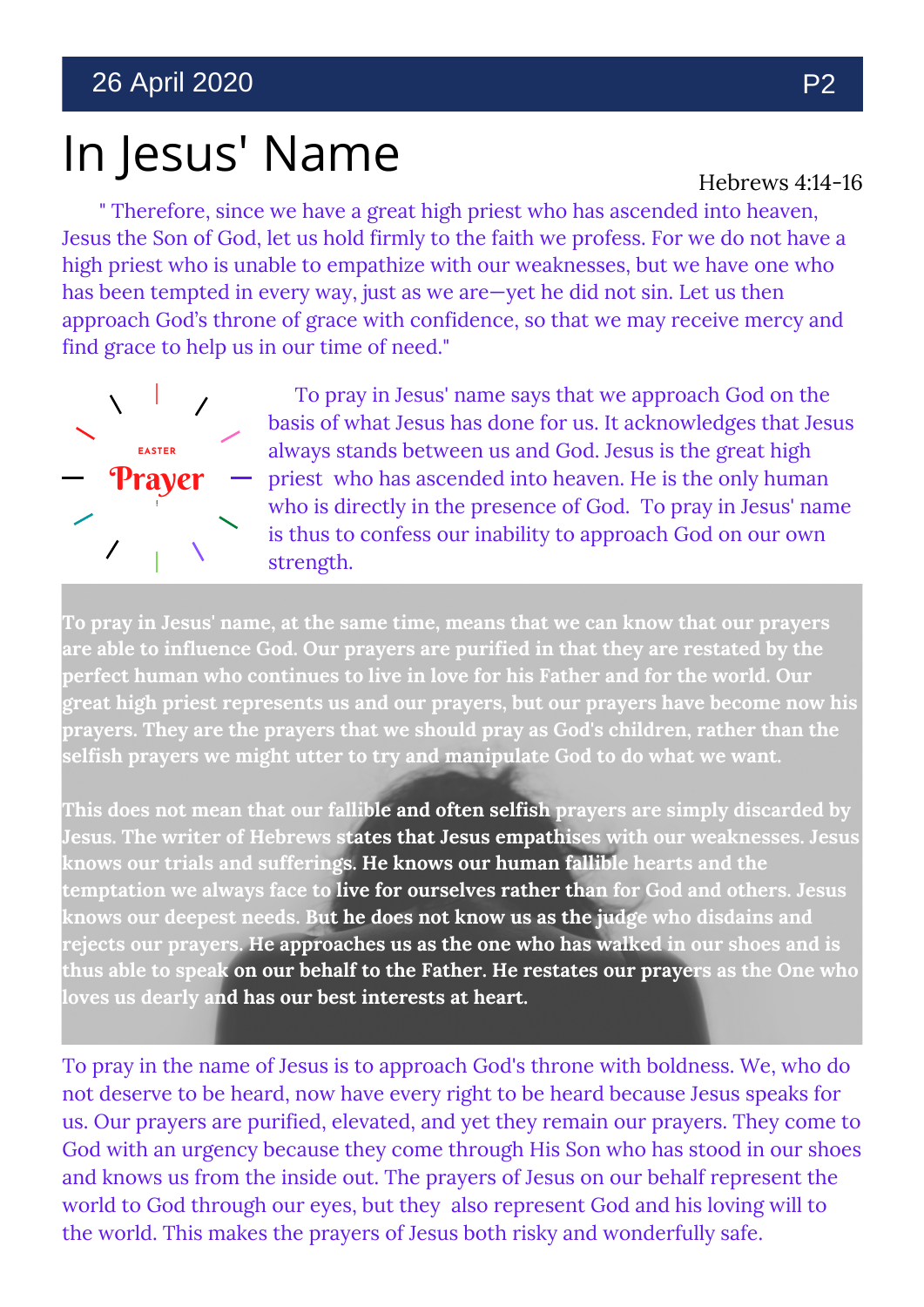# In Jesus' Name

Hebrews 4:14-16

" Therefore, since we have a great high priest who has ascended into heaven, Jesus the Son of God, let us hold firmly to the faith we profess. For we do not have a high priest who is unable to empathize with our weaknesses, but we have one who has been tempted in every way, just as we are—yet he did not sin. Let us then approach God's throne of grace with confidence, so that we may receive mercy and find grace to help us in our time of need."

EASTER

Prayer

To pray in Jesus' name says that we approach God on the basis of what Jesus has done for us. It acknowledges that Jesus always stands between us and God. Jesus is the great high priest who has ascended into heaven. He is the only human who is directly in the presence of God. To pray in Jesus' name is thus to confess our inability to approach God on our own strength.

**To pray in Jesus' name, at the same time, means that we can know that our prayers are able to influence God. Our prayers are purified in that they are restated by the perfect human who continues to live in love for his Father and for the world. Our great high priest represents us and our prayers, but our prayers have become now his prayers. They are the prayers that we should pray as God's children, rather than the selfish prayers we might utter to try and manipulate God to do what we want.**

**This does not mean that our fallible and often selfish prayers are simply discarded by Jesus. The writer of Hebrews states that Jesus empathises with our weaknesses. Jesus knows our trials and sufferings. He knows our human fallible hearts and the temptation we always face to live for ourselves rather than for God and others. Jesus knows our deepest needs. But he does not know us as the judge who disdains and rejects our prayers. He approaches us as the one who has walked in our shoes and is thus able to speak on our behalf to the Father. He restates our prayers as the One who loves us dearly and has our best interests at heart.**

To pray in the name of Jesus is to approach God's throne with boldness. We, who do not deserve to be heard, now have every right to be heard because Jesus speaks for us. Our prayers are purified, elevated, and yet they remain our prayers. They come to God with an urgency because they come through His Son who has stood in our shoes and knows us from the inside out. The prayers of Jesus on our behalf represent the world to God through our eyes, but they also represent God and his loving will to the world. This makes the prayers of Jesus both risky and wonderfully safe.